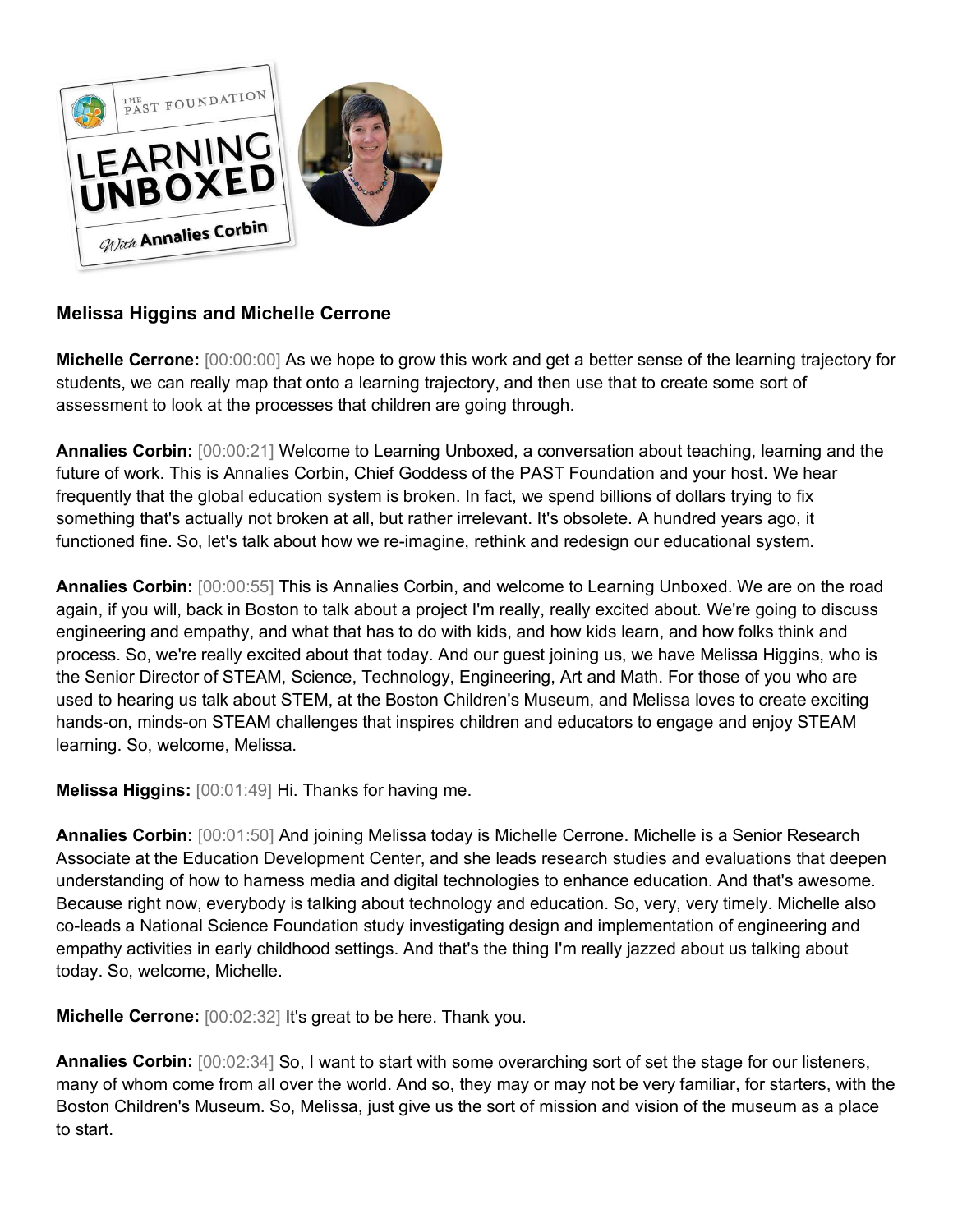### Melissa Higgins and Michelle Cerrone

**Michelle Cerrone:** [00:00:00] As we hope to grow this work and get a better sense of the learning trajectory for students, we can really map that onto a learning trajectory, and then use that to create some sort of assessment to look at the processes that children are going through.

**Annalies Corbin:** [00:00:21] Welcome to Learning Unboxed, a conversation about teaching, learning and the future of work. This is Annalies Corbin, Chief Goddess of the PAST Foundation and your host. We hear frequently that the global education system is broken. In fact, we spend billions of dollars trying to fix something that's actually not broken at all, but rather irrelevant. It's obsolete. A hundred years ago, it functioned fine. So, let's talk about how we re-imagine, rethink and redesign our educational system.

**Annalies Corbin:** [00:00:55] This is Annalies Corbin, and welcome to Learning Unboxed. We are on the road again, if you will, back in Boston to talk about a project I'm really, really excited about. We're going to discuss engineering and empathy, and what that has to do with kids, and how kids learn, and how folks think and process. So, we're really excited about that today. And our guest joining us, we have Melissa Higgins, who is the Senior Director of STEAM, Science, Technology, Engineering, Art and Math. For those of you who are used to hearing us talk about STEM, at the Boston Children's Museum, and Melissa loves to create exciting hands-on, minds-on STEAM challenges that inspires children and educators to engage and enjoy STEAM learning. So, welcome, Melissa.

**Melissa Higgins:** [00:01:49] Hi. Thanks for having me.

**Annalies Corbin:** [00:01:50] And joining Melissa today is Michelle Cerrone. Michelle is a Senior Research Associate at the Education Development Center, and she leads research studies and evaluations that deepen understanding of how to harness media and digital technologies to enhance education. And that's awesome. Because right now, everybody is talking about technology and education. So, very, very timely. Michelle also co-leads a National Science Foundation study investigating design and implementation of engineering and empathy activities in early childhood settings. And that's the thing I'm really jazzed about us talking about today. So, welcome, Michelle.

**Michelle Cerrone:** [00:02:32] It's great to be here. Thank you.

**Annalies Corbin:** [00:02:34] So, I want to start with some overarching sort of set the stage for our listeners, many of whom come from all over the world. And so, they may or may not be very familiar, for starters, with the Boston Children's Museum. So, Melissa, just give us the sort of mission and vision of the museum as a place to start.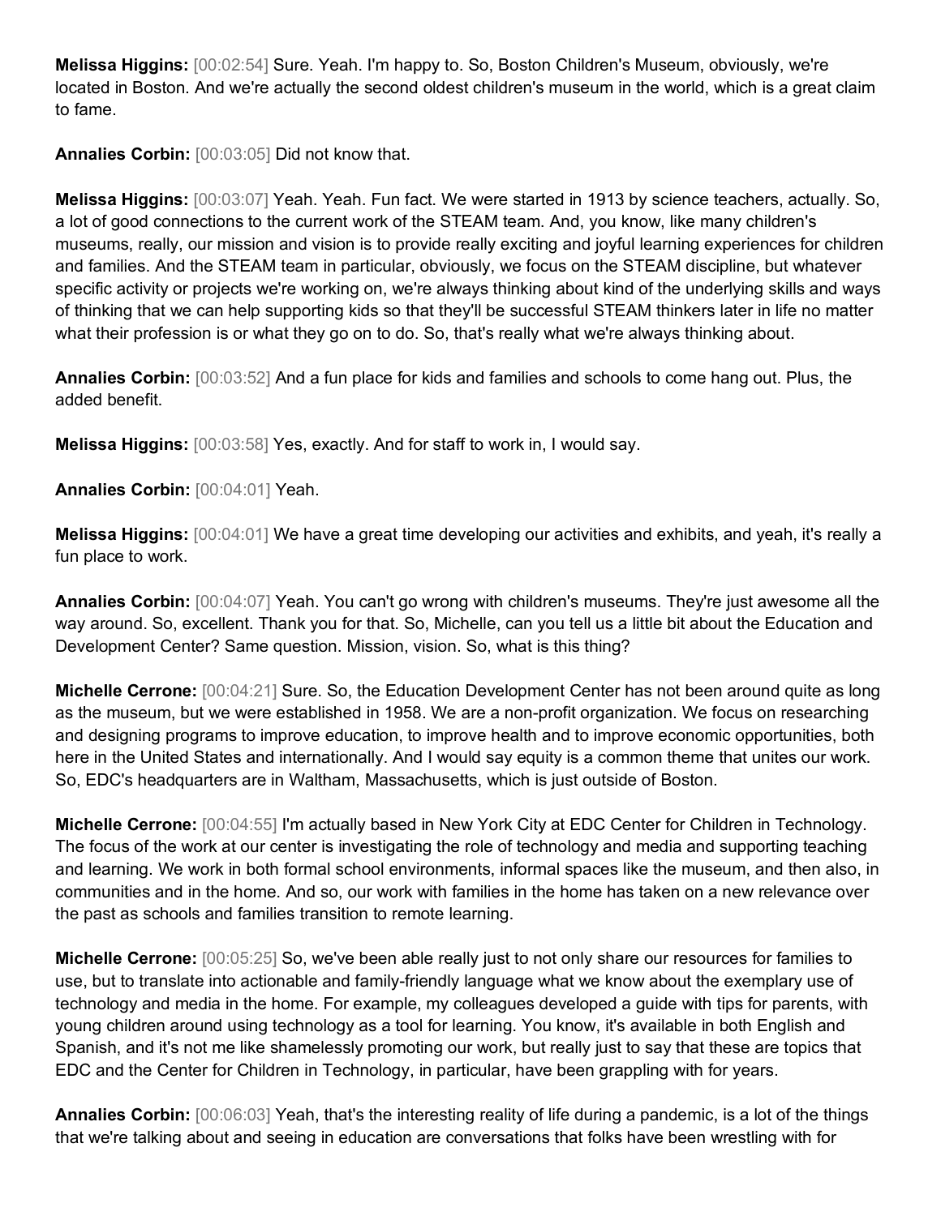**Melissa Higgins:** [00:02:54] Sure. Yeah. I'm happy to. So, Boston Children's Museum, obviously, we're located in Boston. And we're actually the second oldest children's museum in the world, which is a great claim to fame.

**Annalies Corbin:** [00:03:05] Did not know that.

**Melissa Higgins:** [00:03:07] Yeah. Yeah. Fun fact. We were started in 1913 by science teachers, actually. So, a lot of good connections to the current work of the STEAM team. And, you know, like many children's museums, really, our mission and vision is to provide really exciting and joyful learning experiences for children and families. And the STEAM team in particular, obviously, we focus on the STEAM discipline, but whatever specific activity or projects we're working on, we're always thinking about kind of the underlying skills and ways of thinking that we can help supporting kids so that they'll be successful STEAM thinkers later in life no matter what their profession is or what they go on to do. So, that's really what we're always thinking about.

**Annalies Corbin:** [00:03:52] And a fun place for kids and families and schools to come hang out. Plus, the added benefit.

**Melissa Higgins:** [00:03:58] Yes, exactly. And for staff to work in, I would say.

**Annalies Corbin:** [00:04:01] Yeah.

**Melissa Higgins:** [00:04:01] We have a great time developing our activities and exhibits, and yeah, it's really a fun place to work.

**Annalies Corbin:** [00:04:07] Yeah. You can't go wrong with children's museums. They're just awesome all the way around. So, excellent. Thank you for that. So, Michelle, can you tell us a little bit about the Education and Development Center? Same question. Mission, vision. So, what is this thing?

**Michelle Cerrone:** [00:04:21] Sure. So, the Education Development Center has not been around quite as long as the museum, but we were established in 1958. We are a non-profit organization. We focus on researching and designing programs to improve education, to improve health and to improve economic opportunities, both here in the United States and internationally. And I would say equity is a common theme that unites our work. So, EDC's headquarters are in Waltham, Massachusetts, which is just outside of Boston.

**Michelle Cerrone:** [00:04:55] I'm actually based in New York City at EDC Center for Children in Technology. The focus of the work at our center is investigating the role of technology and media and supporting teaching and learning. We work in both formal school environments, informal spaces like the museum, and then also, in communities and in the home. And so, our work with families in the home has taken on a new relevance over the past as schools and families transition to remote learning.

**Michelle Cerrone:** [00:05:25] So, we've been able really just to not only share our resources for families to use, but to translate into actionable and family-friendly language what we know about the exemplary use of technology and media in the home. For example, my colleagues developed a guide with tips for parents, with young children around using technology as a tool for learning. You know, it's available in both English and Spanish, and it's not me like shamelessly promoting our work, but really just to say that these are topics that EDC and the Center for Children in Technology, in particular, have been grappling with for years.

**Annalies Corbin:** [00:06:03] Yeah, that's the interesting reality of life during a pandemic, is a lot of the things that we're talking about and seeing in education are conversations that folks have been wrestling with for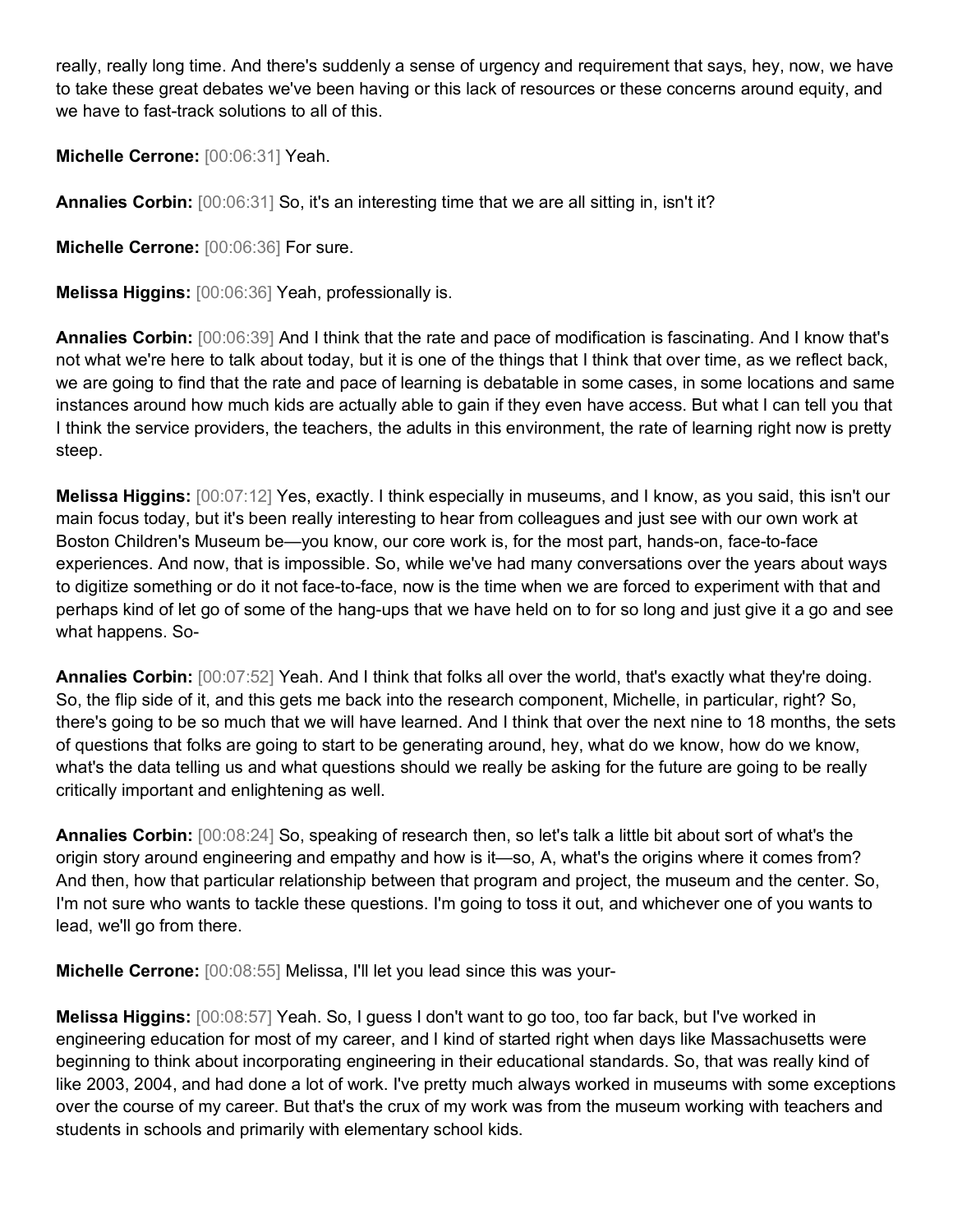really, really long time. And there's suddenly a sense of urgency and requirement that says, hey, now, we have to take these great debates we've been having or this lack of resources or these concerns around equity, and we have to fast-track solutions to all of this.

**Michelle Cerrone:** [00:06:31] Yeah.

**Annalies Corbin:** [00:06:31] So, it's an interesting time that we are all sitting in, isn't it?

**Michelle Cerrone:** [00:06:36] For sure.

**Melissa Higgins:** [00:06:36] Yeah, professionally is.

**Annalies Corbin:** [00:06:39] And I think that the rate and pace of modification is fascinating. And I know that's not what we're here to talk about today, but it is one of the things that I think that over time, as we reflect back, we are going to find that the rate and pace of learning is debatable in some cases, in some locations and same instances around how much kids are actually able to gain if they even have access. But what I can tell you that I think the service providers, the teachers, the adults in this environment, the rate of learning right now is pretty steep.

**Melissa Higgins:** [00:07:12] Yes, exactly. I think especially in museums, and I know, as you said, this isn't our main focus today, but it's been really interesting to hear from colleagues and just see with our own work at Boston Children's Museum be—you know, our core work is, for the most part, hands-on, face-to-face experiences. And now, that is impossible. So, while we've had many conversations over the years about ways to digitize something or do it not face-to-face, now is the time when we are forced to experiment with that and perhaps kind of let go of some of the hang-ups that we have held on to for so long and just give it a go and see what happens. So-

**Annalies Corbin:** [00:07:52] Yeah. And I think that folks all over the world, that's exactly what they're doing. So, the flip side of it, and this gets me back into the research component, Michelle, in particular, right? So, there's going to be so much that we will have learned. And I think that over the next nine to 18 months, the sets of questions that folks are going to start to be generating around, hey, what do we know, how do we know, what's the data telling us and what questions should we really be asking for the future are going to be really critically important and enlightening as well.

**Annalies Corbin:** [00:08:24] So, speaking of research then, so let's talk a little bit about sort of what's the origin story around engineering and empathy and how is it—so, A, what's the origins where it comes from? And then, how that particular relationship between that program and project, the museum and the center. So, I'm not sure who wants to tackle these questions. I'm going to toss it out, and whichever one of you wants to lead, we'll go from there.

**Michelle Cerrone:** [00:08:55] Melissa, I'll let you lead since this was your-

**Melissa Higgins:** [00:08:57] Yeah. So, I guess I don't want to go too, too far back, but I've worked in engineering education for most of my career, and I kind of started right when days like Massachusetts were beginning to think about incorporating engineering in their educational standards. So, that was really kind of like 2003, 2004, and had done a lot of work. I've pretty much always worked in museums with some exceptions over the course of my career. But that's the crux of my work was from the museum working with teachers and students in schools and primarily with elementary school kids.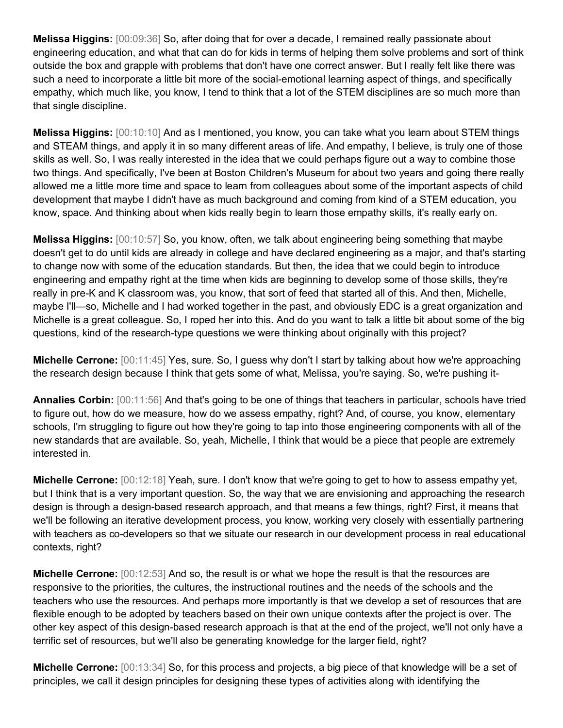**Melissa Higgins:** [00:09:36] So, after doing that for over a decade, I remained really passionate about engineering education, and what that can do for kids in terms of helping them solve problems and sort of think outside the box and grapple with problems that don't have one correct answer. But I really felt like there was such a need to incorporate a little bit more of the social-emotional learning aspect of things, and specifically empathy, which much like, you know, I tend to think that a lot of the STEM disciplines are so much more than that single discipline.

**Melissa Higgins:** [00:10:10] And as I mentioned, you know, you can take what you learn about STEM things and STEAM things, and apply it in so many different areas of life. And empathy, I believe, is truly one of those skills as well. So, I was really interested in the idea that we could perhaps figure out a way to combine those two things. And specifically, I've been at Boston Children's Museum for about two years and going there really allowed me a little more time and space to learn from colleagues about some of the important aspects of child development that maybe I didn't have as much background and coming from kind of a STEM education, you know, space. And thinking about when kids really begin to learn those empathy skills, it's really early on.

**Melissa Higgins:** [00:10:57] So, you know, often, we talk about engineering being something that maybe doesn't get to do until kids are already in college and have declared engineering as a major, and that's starting to change now with some of the education standards. But then, the idea that we could begin to introduce engineering and empathy right at the time when kids are beginning to develop some of those skills, they're really in pre-K and K classroom was, you know, that sort of feed that started all of this. And then, Michelle, maybe I'll—so, Michelle and I had worked together in the past, and obviously EDC is a great organization and Michelle is a great colleague. So, I roped her into this. And do you want to talk a little bit about some of the big questions, kind of the research-type questions we were thinking about originally with this project?

**Michelle Cerrone:** [00:11:45] Yes, sure. So, I guess why don't I start by talking about how we're approaching the research design because I think that gets some of what, Melissa, you're saying. So, we're pushing it-

**Annalies Corbin:** [00:11:56] And that's going to be one of things that teachers in particular, schools have tried to figure out, how do we measure, how do we assess empathy, right? And, of course, you know, elementary schools, I'm struggling to figure out how they're going to tap into those engineering components with all of the new standards that are available. So, yeah, Michelle, I think that would be a piece that people are extremely interested in.

**Michelle Cerrone:** [00:12:18] Yeah, sure. I don't know that we're going to get to how to assess empathy yet, but I think that is a very important question. So, the way that we are envisioning and approaching the research design is through a design-based research approach, and that means a few things, right? First, it means that we'll be following an iterative development process, you know, working very closely with essentially partnering with teachers as co-developers so that we situate our research in our development process in real educational contexts, right?

**Michelle Cerrone:** [00:12:53] And so, the result is or what we hope the result is that the resources are responsive to the priorities, the cultures, the instructional routines and the needs of the schools and the teachers who use the resources. And perhaps more importantly is that we develop a set of resources that are flexible enough to be adopted by teachers based on their own unique contexts after the project is over. The other key aspect of this design-based research approach is that at the end of the project, we'll not only have a terrific set of resources, but we'll also be generating knowledge for the larger field, right?

**Michelle Cerrone:** [00:13:34] So, for this process and projects, a big piece of that knowledge will be a set of principles, we call it design principles for designing these types of activities along with identifying the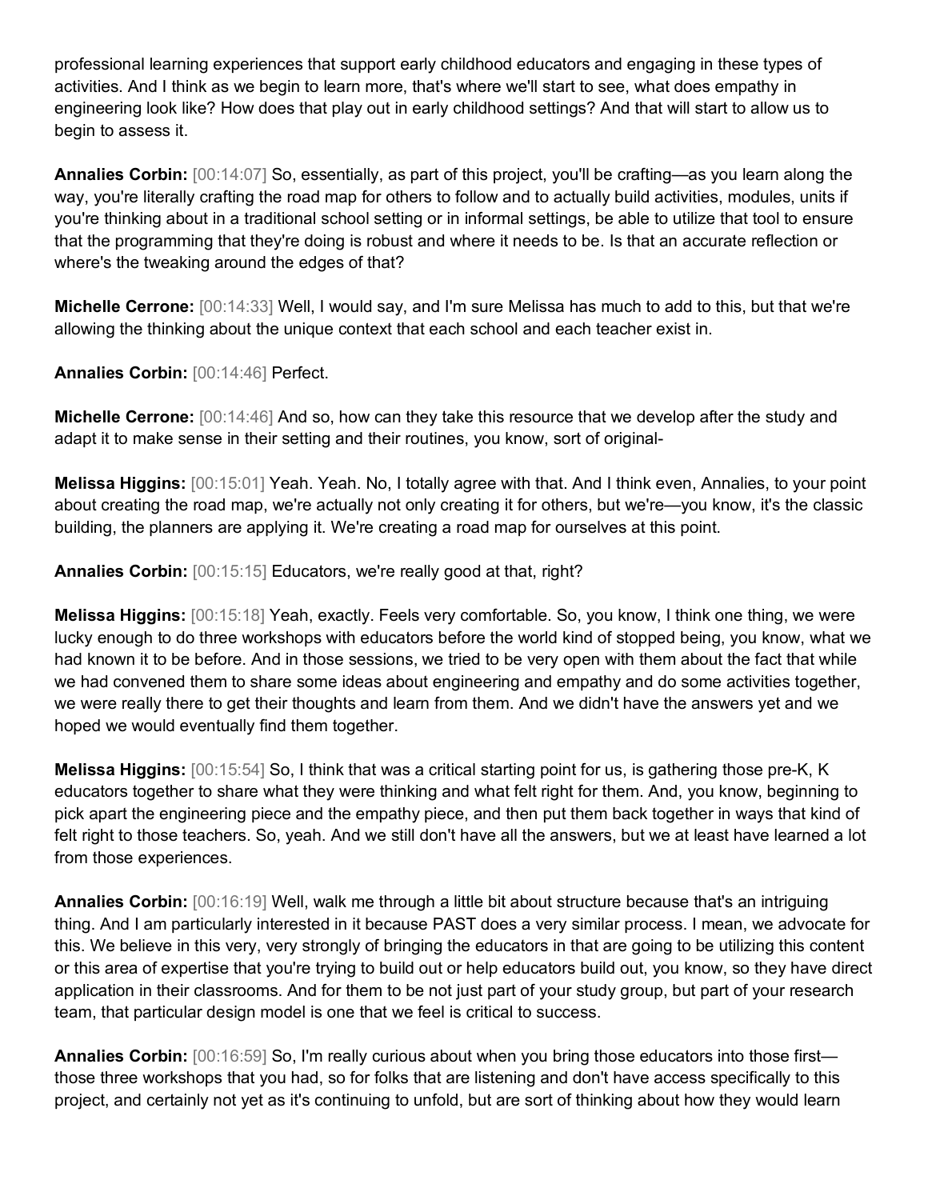professional learning experiences that support early childhood educators and engaging in these types of activities. And I think as we begin to learn more, that's where we'll start to see, what does empathy in engineering look like? How does that play out in early childhood settings? And that will start to allow us to begin to assess it.

**Annalies Corbin:** [00:14:07] So, essentially, as part of this project, you'll be crafting—as you learn along the way, you're literally crafting the road map for others to follow and to actually build activities, modules, units if you're thinking about in a traditional school setting or in informal settings, be able to utilize that tool to ensure that the programming that they're doing is robust and where it needs to be. Is that an accurate reflection or where's the tweaking around the edges of that?

**Michelle Cerrone:** [00:14:33] Well, I would say, and I'm sure Melissa has much to add to this, but that we're allowing the thinking about the unique context that each school and each teacher exist in.

**Annalies Corbin:** [00:14:46] Perfect.

**Michelle Cerrone:** [00:14:46] And so, how can they take this resource that we develop after the study and adapt it to make sense in their setting and their routines, you know, sort of original-

**Melissa Higgins:** [00:15:01] Yeah. Yeah. No, I totally agree with that. And I think even, Annalies, to your point about creating the road map, we're actually not only creating it for others, but we're—you know, it's the classic building, the planners are applying it. We're creating a road map for ourselves at this point.

**Annalies Corbin:** [00:15:15] Educators, we're really good at that, right?

**Melissa Higgins:** [00:15:18] Yeah, exactly. Feels very comfortable. So, you know, I think one thing, we were lucky enough to do three workshops with educators before the world kind of stopped being, you know, what we had known it to be before. And in those sessions, we tried to be very open with them about the fact that while we had convened them to share some ideas about engineering and empathy and do some activities together, we were really there to get their thoughts and learn from them. And we didn't have the answers yet and we hoped we would eventually find them together.

**Melissa Higgins:** [00:15:54] So, I think that was a critical starting point for us, is gathering those pre-K, K educators together to share what they were thinking and what felt right for them. And, you know, beginning to pick apart the engineering piece and the empathy piece, and then put them back together in ways that kind of felt right to those teachers. So, yeah. And we still don't have all the answers, but we at least have learned a lot from those experiences.

**Annalies Corbin:** [00:16:19] Well, walk me through a little bit about structure because that's an intriguing thing. And I am particularly interested in it because PAST does a very similar process. I mean, we advocate for this. We believe in this very, very strongly of bringing the educators in that are going to be utilizing this content or this area of expertise that you're trying to build out or help educators build out, you know, so they have direct application in their classrooms. And for them to be not just part of your study group, but part of your research team, that particular design model is one that we feel is critical to success.

**Annalies Corbin:** [00:16:59] So, I'm really curious about when you bring those educators into those first—those three workshops that you had, so for folks that are listening and don't have access specifically to this project, and certainly not yet as it's continuing to unfold, but are sort of thinking about how they would learn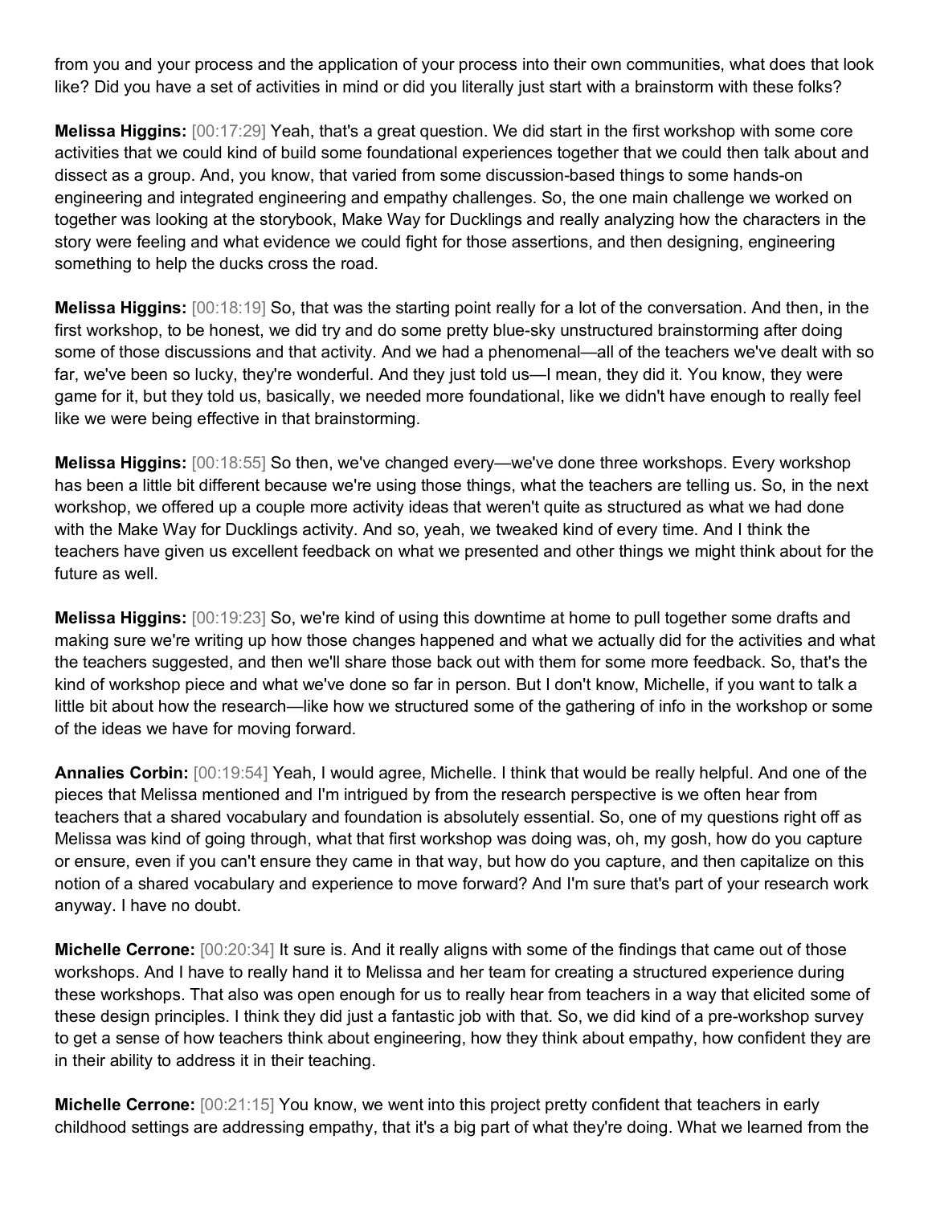from you and your process and the application of your process into their own communities, what does that look like? Did you have a set of activities in mind or did you literally just start with a brainstorm with these folks?

**Melissa Higgins:** [00:17:29] Yeah, that's a great question. We did start in the first workshop with some core activities that we could kind of build some foundational experiences together that we could then talk about and dissect as a group. And, you know, that varied from some discussion-based things to some hands-on engineering and integrated engineering and empathy challenges. So, the one main challenge we worked on together was looking at the storybook, Make Way for Ducklings and really analyzing how the characters in the story were feeling and what evidence we could fight for those assertions, and then designing, engineering something to help the ducks cross the road.

**Melissa Higgins:** [00:18:19] So, that was the starting point really for a lot of the conversation. And then, in the first workshop, to be honest, we did try and do some pretty blue-sky unstructured brainstorming after doing some of those discussions and that activity. And we had a phenomenal—all of the teachers we've dealt with so far, we've been so lucky, they're wonderful. And they just told us—I mean, they did it. You know, they were game for it, but they told us, basically, we needed more foundational, like we didn't have enough to really feel like we were being effective in that brainstorming.

**Melissa Higgins:** [00:18:55] So then, we've changed every—we've done three workshops. Every workshop has been a little bit different because we're using those things, what the teachers are telling us. So, in the next workshop, we offered up a couple more activity ideas that weren't quite as structured as what we had done with the Make Way for Ducklings activity. And so, yeah, we tweaked kind of every time. And I think the teachers have given us excellent feedback on what we presented and other things we might think about for the future as well.

**Melissa Higgins:** [00:19:23] So, we're kind of using this downtime at home to pull together some drafts and making sure we're writing up how those changes happened and what we actually did for the activities and what the teachers suggested, and then we'll share those back out with them for some more feedback. So, that's the kind of workshop piece and what we've done so far in person. But I don't know, Michelle, if you want to talk a little bit about how the research—like how we structured some of the gathering of info in the workshop or some of the ideas we have for moving forward.

**Annalies Corbin:** [00:19:54] Yeah, I would agree, Michelle. I think that would be really helpful. And one of the pieces that Melissa mentioned and I'm intrigued by from the research perspective is we often hear from teachers that a shared vocabulary and foundation is absolutely essential. So, one of my questions right off as Melissa was kind of going through, what that first workshop was doing was, oh, my gosh, how do you capture or ensure, even if you can't ensure they came in that way, but how do you capture, and then capitalize on this notion of a shared vocabulary and experience to move forward? And I'm sure that's part of your research work anyway. I have no doubt.

**Michelle Cerrone:** [00:20:34] It sure is. And it really aligns with some of the findings that came out of those workshops. And I have to really hand it to Melissa and her team for creating a structured experience during these workshops. That also was open enough for us to really hear from teachers in a way that elicited some of these design principles. I think they did just a fantastic job with that. So, we did kind of a pre-workshop survey to get a sense of how teachers think about engineering, how they think about empathy, how confident they are in their ability to address it in their teaching.

**Michelle Cerrone:** [00:21:15] You know, we went into this project pretty confident that teachers in early childhood settings are addressing empathy, that it's a big part of what they're doing. What we learned from the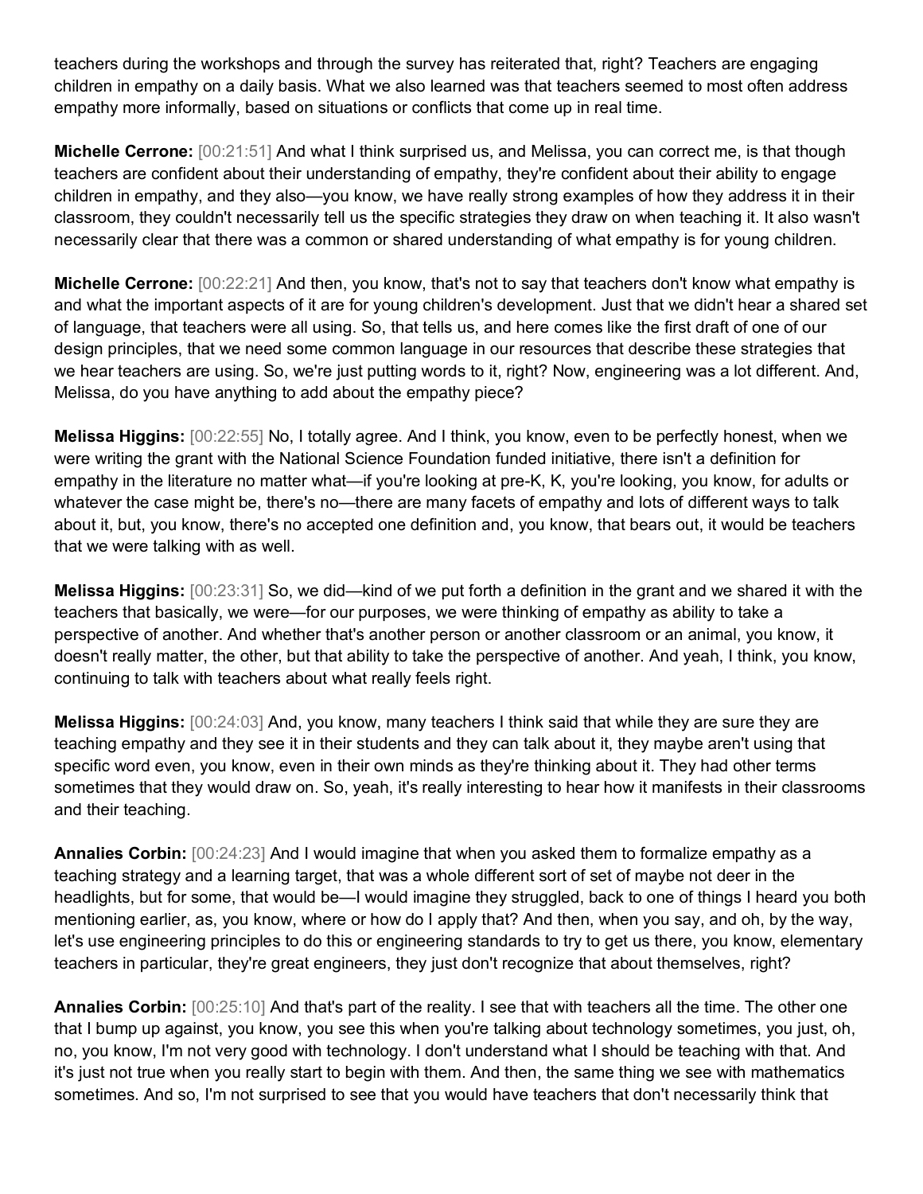teachers during the workshops and through the survey has reiterated that, right? Teachers are engaging children in empathy on a daily basis. What we also learned was that teachers seemed to most often address empathy more informally, based on situations or conflicts that come up in real time.

**Michelle Cerrone:** [00:21:51] And what I think surprised us, and Melissa, you can correct me, is that though teachers are confident about their understanding of empathy, they're confident about their ability to engage children in empathy, and they also—you know, we have really strong examples of how they address it in their classroom, they couldn't necessarily tell us the specific strategies they draw on when teaching it. It also wasn't necessarily clear that there was a common or shared understanding of what empathy is for young children.

**Michelle Cerrone:** [00:22:21] And then, you know, that's not to say that teachers don't know what empathy is and what the important aspects of it are for young children's development. Just that we didn't hear a shared set of language, that teachers were all using. So, that tells us, and here comes like the first draft of one of our design principles, that we need some common language in our resources that describe these strategies that we hear teachers are using. So, we're just putting words to it, right? Now, engineering was a lot different. And, Melissa, do you have anything to add about the empathy piece?

**Melissa Higgins:** [00:22:55] No, I totally agree. And I think, you know, even to be perfectly honest, when we were writing the grant with the National Science Foundation funded initiative, there isn't a definition for empathy in the literature no matter what—if you're looking at pre-K, K, you're looking, you know, for adults or whatever the case might be, there's no—there are many facets of empathy and lots of different ways to talk about it, but, you know, there's no accepted one definition and, you know, that bears out, it would be teachers that we were talking with as well.

**Melissa Higgins:** [00:23:31] So, we did—kind of we put forth a definition in the grant and we shared it with the teachers that basically, we were—for our purposes, we were thinking of empathy as ability to take a perspective of another. And whether that's another person or another classroom or an animal, you know, it doesn't really matter, the other, but that ability to take the perspective of another. And yeah, I think, you know, continuing to talk with teachers about what really feels right.

**Melissa Higgins:** [00:24:03] And, you know, many teachers I think said that while they are sure they are teaching empathy and they see it in their students and they can talk about it, they maybe aren't using that specific word even, you know, even in their own minds as they're thinking about it. They had other terms sometimes that they would draw on. So, yeah, it's really interesting to hear how it manifests in their classrooms and their teaching.

**Annalies Corbin:** [00:24:23] And I would imagine that when you asked them to formalize empathy as a teaching strategy and a learning target, that was a whole different sort of set of maybe not deer in the headlights, but for some, that would be—I would imagine they struggled, back to one of things I heard you both mentioning earlier, as, you know, where or how do I apply that? And then, when you say, and oh, by the way, let's use engineering principles to do this or engineering standards to try to get us there, you know, elementary teachers in particular, they're great engineers, they just don't recognize that about themselves, right?

**Annalies Corbin:** [00:25:10] And that's part of the reality. I see that with teachers all the time. The other one that I bump up against, you know, you see this when you're talking about technology sometimes, you just, oh, no, you know, I'm not very good with technology. I don't understand what I should be teaching with that. And it's just not true when you really start to begin with them. And then, the same thing we see with mathematics sometimes. And so, I'm not surprised to see that you would have teachers that don't necessarily think that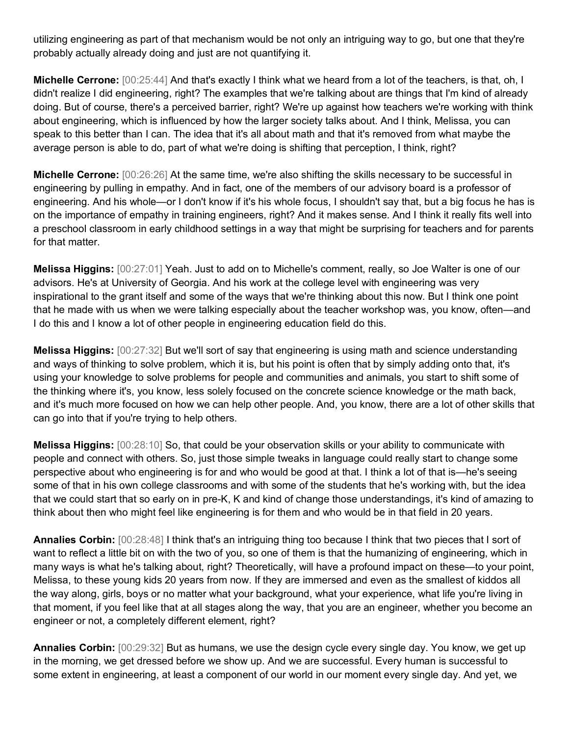utilizing engineering as part of that mechanism would be not only an intriguing way to go, but one that they're probably actually already doing and just are not quantifying it.

**Michelle Cerrone:** [00:25:44] And that's exactly I think what we heard from a lot of the teachers, is that, oh, I didn't realize I did engineering, right? The examples that we're talking about are things that I'm kind of already doing. But of course, there's a perceived barrier, right? We're up against how teachers we're working with think about engineering, which is influenced by how the larger society talks about. And I think, Melissa, you can speak to this better than I can. The idea that it's all about math and that it's removed from what maybe the average person is able to do, part of what we're doing is shifting that perception, I think, right?

**Michelle Cerrone:** [00:26:26] At the same time, we're also shifting the skills necessary to be successful in engineering by pulling in empathy. And in fact, one of the members of our advisory board is a professor of engineering. And his whole—or I don't know if it's his whole focus, I shouldn't say that, but a big focus he has is on the importance of empathy in training engineers, right? And it makes sense. And I think it really fits well into a preschool classroom in early childhood settings in a way that might be surprising for teachers and for parents for that matter.

**Melissa Higgins:** [00:27:01] Yeah. Just to add on to Michelle's comment, really, so Joe Walter is one of our advisors. He's at University of Georgia. And his work at the college level with engineering was very inspirational to the grant itself and some of the ways that we're thinking about this now. But I think one point that he made with us when we were talking especially about the teacher workshop was, you know, often—and I do this and I know a lot of other people in engineering education field do this.

**Melissa Higgins:** [00:27:32] But we'll sort of say that engineering is using math and science understanding and ways of thinking to solve problem, which it is, but his point is often that by simply adding onto that, it's using your knowledge to solve problems for people and communities and animals, you start to shift some of the thinking where it's, you know, less solely focused on the concrete science knowledge or the math back, and it's much more focused on how we can help other people. And, you know, there are a lot of other skills that can go into that if you're trying to help others.

**Melissa Higgins:** [00:28:10] So, that could be your observation skills or your ability to communicate with people and connect with others. So, just those simple tweaks in language could really start to change some perspective about who engineering is for and who would be good at that. I think a lot of that is—he's seeing some of that in his own college classrooms and with some of the students that he's working with, but the idea that we could start that so early on in pre-K, K and kind of change those understandings, it's kind of amazing to think about then who might feel like engineering is for them and who would be in that field in 20 years.

**Annalies Corbin:** [00:28:48] I think that's an intriguing thing too because I think that two pieces that I sort of want to reflect a little bit on with the two of you, so one of them is that the humanizing of engineering, which in many ways is what he's talking about, right? Theoretically, will have a profound impact on these—to your point, Melissa, to these young kids 20 years from now. If they are immersed and even as the smallest of kiddos all the way along, girls, boys or no matter what your background, what your experience, what life you're living in that moment, if you feel like that at all stages along the way, that you are an engineer, whether you become an engineer or not, a completely different element, right?

**Annalies Corbin:** [00:29:32] But as humans, we use the design cycle every single day. You know, we get up in the morning, we get dressed before we show up. And we are successful. Every human is successful to some extent in engineering, at least a component of our world in our moment every single day. And yet, we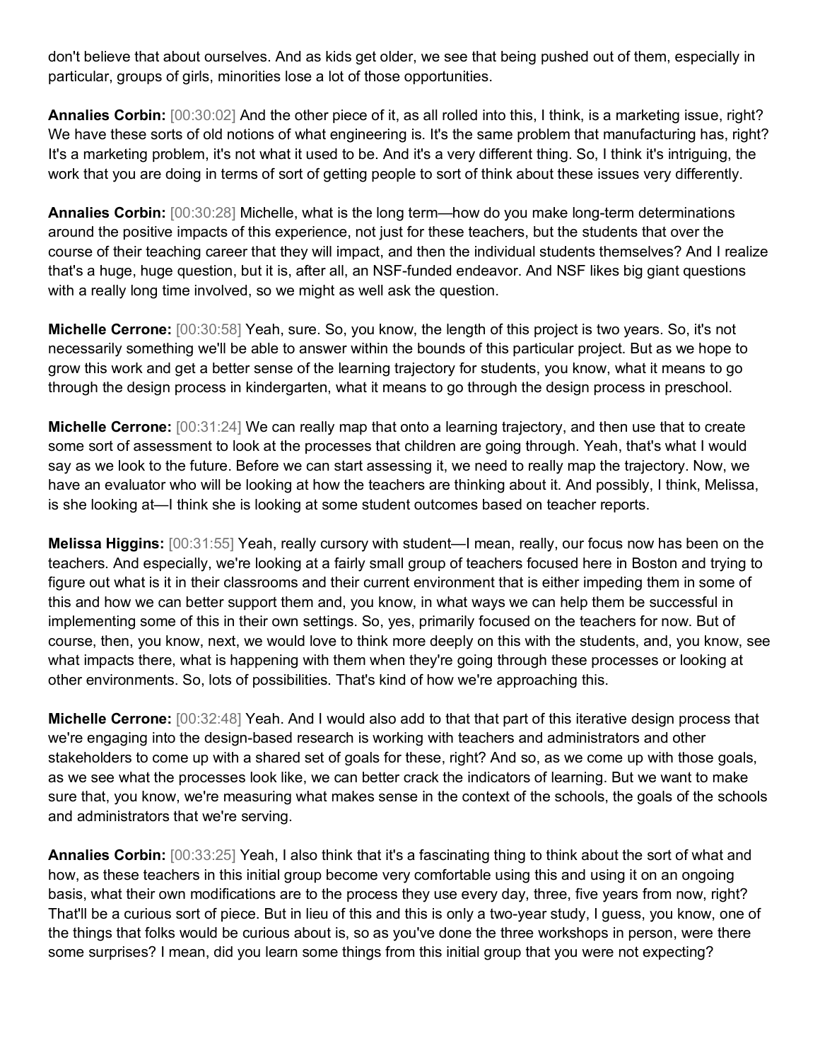don't believe that about ourselves. And as kids get older, we see that being pushed out of them, especially in particular, groups of girls, minorities lose a lot of those opportunities.

**Annalies Corbin:** [00:30:02] And the other piece of it, as all rolled into this, I think, is a marketing issue, right? We have these sorts of old notions of what engineering is. It's the same problem that manufacturing has, right? It's a marketing problem, it's not what it used to be. And it's a very different thing. So, I think it's intriguing, the work that you are doing in terms of sort of getting people to sort of think about these issues very differently.

**Annalies Corbin:** [00:30:28] Michelle, what is the long term—how do you make long-term determinations around the positive impacts of this experience, not just for these teachers, but the students that over the course of their teaching career that they will impact, and then the individual students themselves? And I realize that's a huge, huge question, but it is, after all, an NSF-funded endeavor. And NSF likes big giant questions with a really long time involved, so we might as well ask the question.

**Michelle Cerrone:** [00:30:58] Yeah, sure. So, you know, the length of this project is two years. So, it's not necessarily something we'll be able to answer within the bounds of this particular project. But as we hope to grow this work and get a better sense of the learning trajectory for students, you know, what it means to go through the design process in kindergarten, what it means to go through the design process in preschool.

**Michelle Cerrone:** [00:31:24] We can really map that onto a learning trajectory, and then use that to create some sort of assessment to look at the processes that children are going through. Yeah, that's what I would say as we look to the future. Before we can start assessing it, we need to really map the trajectory. Now, we have an evaluator who will be looking at how the teachers are thinking about it. And possibly, I think, Melissa, is she looking at—I think she is looking at some student outcomes based on teacher reports.

**Melissa Higgins:** [00:31:55] Yeah, really cursory with student—I mean, really, our focus now has been on the teachers. And especially, we're looking at a fairly small group of teachers focused here in Boston and trying to figure out what is it in their classrooms and their current environment that is either impeding them in some of this and how we can better support them and, you know, in what ways we can help them be successful in implementing some of this in their own settings. So, yes, primarily focused on the teachers for now. But of course, then, you know, next, we would love to think more deeply on this with the students, and, you know, see what impacts there, what is happening with them when they're going through these processes or looking at other environments. So, lots of possibilities. That's kind of how we're approaching this.

**Michelle Cerrone:** [00:32:48] Yeah. And I would also add to that that part of this iterative design process that we're engaging into the design-based research is working with teachers and administrators and other stakeholders to come up with a shared set of goals for these, right? And so, as we come up with those goals, as we see what the processes look like, we can better crack the indicators of learning. But we want to make sure that, you know, we're measuring what makes sense in the context of the schools, the goals of the schools and administrators that we're serving.

**Annalies Corbin:** [00:33:25] Yeah, I also think that it's a fascinating thing to think about the sort of what and how, as these teachers in this initial group become very comfortable using this and using it on an ongoing basis, what their own modifications are to the process they use every day, three, five years from now, right? That'll be a curious sort of piece. But in lieu of this and this is only a two-year study, I guess, you know, one of the things that folks would be curious about is, so as you've done the three workshops in person, were there some surprises? I mean, did you learn some things from this initial group that you were not expecting?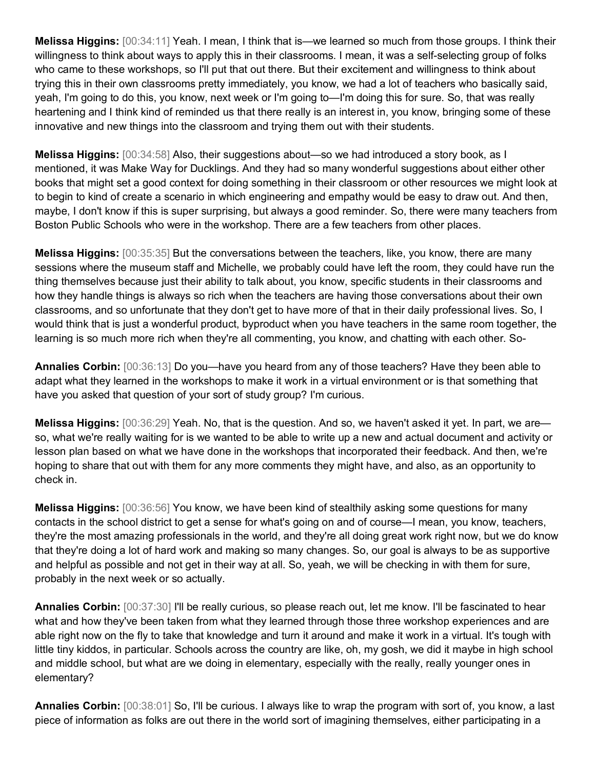**Melissa Higgins:** [00:34:11] Yeah. I mean, I think that is—we learned so much from those groups. I think their willingness to think about ways to apply this in their classrooms. I mean, it was a self-selecting group of folks who came to these workshops, so I'll put that out there. But their excitement and willingness to think about trying this in their own classrooms pretty immediately, you know, we had a lot of teachers who basically said, yeah, I'm going to do this, you know, next week or I'm going to—I'm doing this for sure. So, that was really heartening and I think kind of reminded us that there really is an interest in, you know, bringing some of these innovative and new things into the classroom and trying them out with their students.

**Melissa Higgins:** [00:34:58] Also, their suggestions about—so we had introduced a story book, as I mentioned, it was Make Way for Ducklings. And they had so many wonderful suggestions about either other books that might set a good context for doing something in their classroom or other resources we might look at to begin to kind of create a scenario in which engineering and empathy would be easy to draw out. And then, maybe, I don't know if this is super surprising, but always a good reminder. So, there were many teachers from Boston Public Schools who were in the workshop. There are a few teachers from other places.

**Melissa Higgins:** [00:35:35] But the conversations between the teachers, like, you know, there are many sessions where the museum staff and Michelle, we probably could have left the room, they could have run the thing themselves because just their ability to talk about, you know, specific students in their classrooms and how they handle things is always so rich when the teachers are having those conversations about their own classrooms, and so unfortunate that they don't get to have more of that in their daily professional lives. So, I would think that is just a wonderful product, byproduct when you have teachers in the same room together, the learning is so much more rich when they're all commenting, you know, and chatting with each other. So-

**Annalies Corbin:** [00:36:13] Do you—have you heard from any of those teachers? Have they been able to adapt what they learned in the workshops to make it work in a virtual environment or is that something that have you asked that question of your sort of study group? I'm curious.

**Melissa Higgins:** [00:36:29] Yeah. No, that is the question. And so, we haven't asked it yet. In part, we are—so, what we're really waiting for is we wanted to be able to write up a new and actual document and activity or lesson plan based on what we have done in the workshops that incorporated their feedback. And then, we're hoping to share that out with them for any more comments they might have, and also, as an opportunity to check in.

**Melissa Higgins:** [00:36:56] You know, we have been kind of stealthily asking some questions for many contacts in the school district to get a sense for what's going on and of course—I mean, you know, teachers, they're the most amazing professionals in the world, and they're all doing great work right now, but we do know that they're doing a lot of hard work and making so many changes. So, our goal is always to be as supportive and helpful as possible and not get in their way at all. So, yeah, we will be checking in with them for sure, probably in the next week or so actually.

**Annalies Corbin:** [00:37:30] I'll be really curious, so please reach out, let me know. I'll be fascinated to hear what and how they've been taken from what they learned through those three workshop experiences and are able right now on the fly to take that knowledge and turn it around and make it work in a virtual. It's tough with little tiny kiddos, in particular. Schools across the country are like, oh, my gosh, we did it maybe in high school and middle school, but what are we doing in elementary, especially with the really, really younger ones in elementary?

**Annalies Corbin:** [00:38:01] So, I'll be curious. I always like to wrap the program with sort of, you know, a last piece of information as folks are out there in the world sort of imagining themselves, either participating in a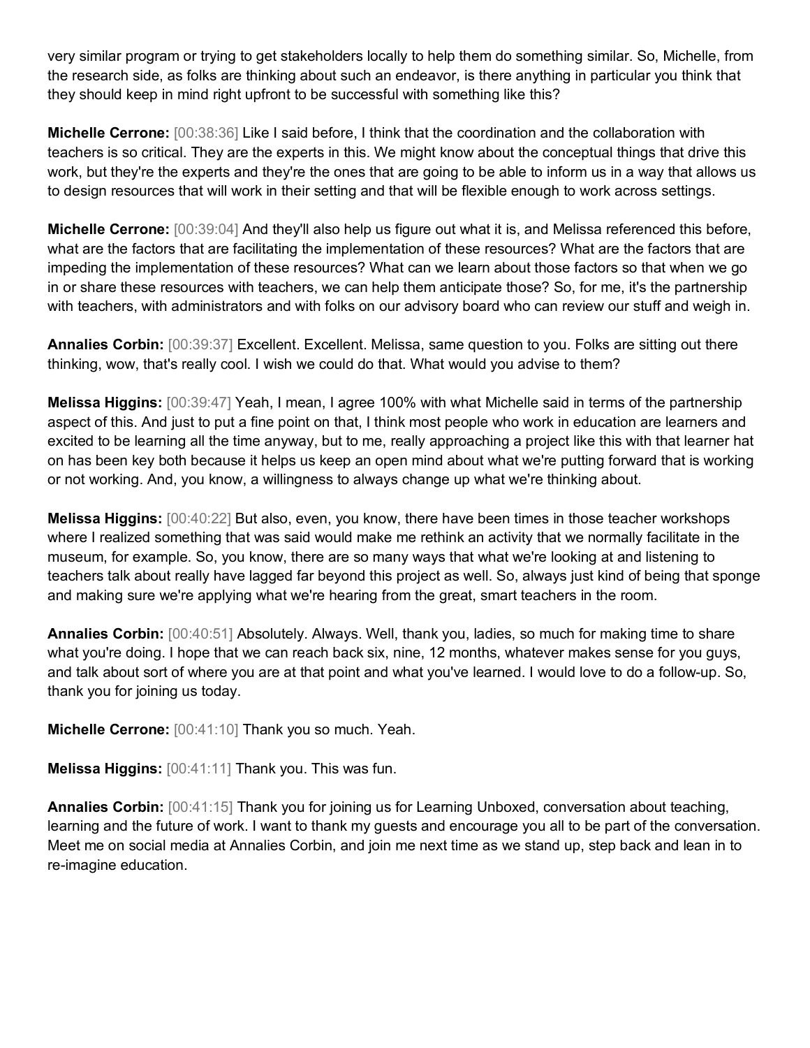very similar program or trying to get stakeholders locally to help them do something similar. So, Michelle, from the research side, as folks are thinking about such an endeavor, is there anything in particular you think that they should keep in mind right upfront to be successful with something like this?

**Michelle Cerrone:** [00:38:36] Like I said before, I think that the coordination and the collaboration with teachers is so critical. They are the experts in this. We might know about the conceptual things that drive this work, but they're the experts and they're the ones that are going to be able to inform us in a way that allows us to design resources that will work in their setting and that will be flexible enough to work across settings.

**Michelle Cerrone:** [00:39:04] And they'll also help us figure out what it is, and Melissa referenced this before, what are the factors that are facilitating the implementation of these resources? What are the factors that are impeding the implementation of these resources? What can we learn about those factors so that when we go in or share these resources with teachers, we can help them anticipate those? So, for me, it's the partnership with teachers, with administrators and with folks on our advisory board who can review our stuff and weigh in.

**Annalies Corbin:** [00:39:37] Excellent. Excellent. Melissa, same question to you. Folks are sitting out there thinking, wow, that's really cool. I wish we could do that. What would you advise to them?

**Melissa Higgins:** [00:39:47] Yeah, I mean, I agree 100% with what Michelle said in terms of the partnership aspect of this. And just to put a fine point on that, I think most people who work in education are learners and excited to be learning all the time anyway, but to me, really approaching a project like this with that learner hat on has been key both because it helps us keep an open mind about what we're putting forward that is working or not working. And, you know, a willingness to always change up what we're thinking about.

**Melissa Higgins:** [00:40:22] But also, even, you know, there have been times in those teacher workshops where I realized something that was said would make me rethink an activity that we normally facilitate in the museum, for example. So, you know, there are so many ways that what we're looking at and listening to teachers talk about really have lagged far beyond this project as well. So, always just kind of being that sponge and making sure we're applying what we're hearing from the great, smart teachers in the room.

**Annalies Corbin:** [00:40:51] Absolutely. Always. Well, thank you, ladies, so much for making time to share what you're doing. I hope that we can reach back six, nine, 12 months, whatever makes sense for you guys, and talk about sort of where you are at that point and what you've learned. I would love to do a follow-up. So, thank you for joining us today.

**Michelle Cerrone:** [00:41:10] Thank you so much. Yeah.

**Melissa Higgins:** [00:41:11] Thank you. This was fun.

**Annalies Corbin:** [00:41:15] Thank you for joining us for Learning Unboxed, conversation about teaching, learning and the future of work. I want to thank my guests and encourage you all to be part of the conversation. Meet me on social media at Annalies Corbin, and join me next time as we stand up, step back and lean in to re-imagine education.